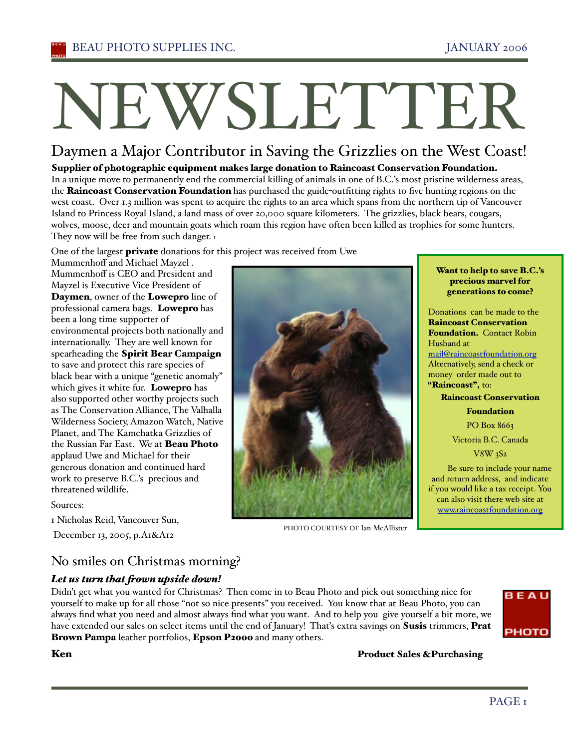# NEWSLETTER

## Daymen a Major Contributor in Saving the Grizzlies on the West Coast!

**Supplier of photographic equipment makes large donation to Raincoast Conservation Foundation.**

In a unique move to permanently end the commercial killing of animals in one of B.C.'s most pristine wilderness areas, the **Raincoast Conservation Foundation** has purchased the guide-outfitting rights to five hunting regions on the west coast. Over 1.3 million was spent to acquire the rights to an area which spans from the northern tip of Vancouver Island to Princess Royal Island, a land mass of over 20,000 square kilometers. The grizzlies, black bears, cougars, wolves, moose, deer and mountain goats which roam this region have often been killed as trophies for some hunters. They now will be free from such danger. [1]

One of the largest **private** donations for this project was received from Uwe Mummenhoff and Michael Mayzel . Mummenhoff is CEO and President and Mayzel is Executive Vice President of **Daymen**, owner of the **Lowepro** line of professional camera bags. **Lowepro** has been a long time supporter of environmental projects both nationally and internationally. They are well known for spearheading the **Spirit Bear Campaign** to save and protect this rare species of black bear with a unique "genetic anomaly" which gives it white fur. **Lowepro** has also supported other worthy projects such as The Conservation Alliance, The Valhalla Wilderness Society, Amazon Watch, Native Planet, and The Kamchatka Grizzlies of the Russian Far East. We at **Beau Photo** applaud Uwe and Michael for their generous donation and continued hard work to preserve B.C.'s precious and threatened wildlife.

Sources:

1 Nicholas Reid, Vancouver Sun, December 13, 2005, p.A1&A12

PHOTO COURTESY OF Ian McAllister

**Want to help to save B.C.'s precious marvel for generations to come?**

Donations can be made to the **Raincoast Conservation Foundation.** Contact Robin Husband at mail@raincoastfoundation.org Alternatively, send a check or money order made out to **"Raincoast",** to:

**Raincoast Conservation Foundation**
PO Box 8663
Victoria B.C. Canada
V8W 3S2

Be sure to include your name and return address, and indicate if you would like a tax receipt. You can also visit there web site at www.raincoastfoundation.org

## No smiles on Christmas morning?

***Let us turn that frown upside down!***

Didn't get what you wanted for Christmas? Then come in to Beau Photo and pick out something nice for yourself to make up for all those "not so nice presents" you received. You know that at Beau Photo, you can always find what you need and almost always find what you want. And to help you give yourself a bit more, we have extended our sales on select items until the end of January! That's extra savings on **Susis** trimmers, **Prat Brown Pampa** leather portfolios, **Epson P2000** and many others.

**Ken** — **Product Sales &Purchasing**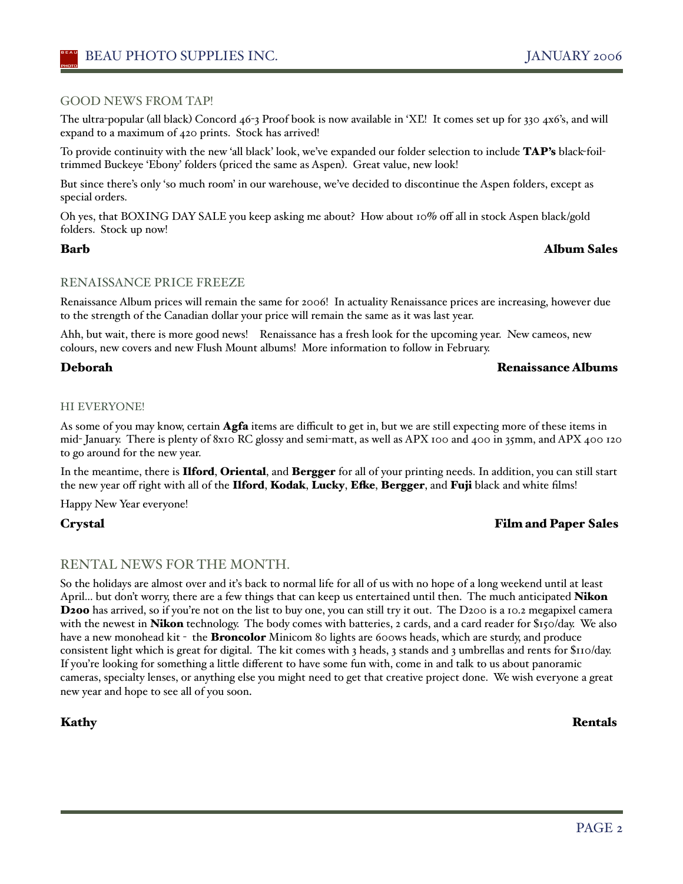## GOOD NEWS FROM TAP!

The ultra-popular (all black) Concord 46-3 Proof book is now available in 'XL'! It comes set up for 330 4x6's, and will expand to a maximum of 420 prints. Stock has arrived!

To provide continuity with the new 'all black' look, we've expanded our folder selection to include **TAP's** black-foil-trimmed Buckeye 'Ebony' folders (priced the same as Aspen). Great value, new look!

But since there's only 'so much room' in our warehouse, we've decided to discontinue the Aspen folders, except as special orders.

Oh yes, that BOXING DAY SALE you keep asking me about? How about 10% off all in stock Aspen black/gold folders. Stock up now!

**Barb** — **Album Sales**

## RENAISSANCE PRICE FREEZE

Renaissance Album prices will remain the same for 2006! In actuality Renaissance prices are increasing, however due to the strength of the Canadian dollar your price will remain the same as it was last year.

Ahh, but wait, there is more good news! Renaissance has a fresh look for the upcoming year. New cameos, new colours, new covers and new Flush Mount albums! More information to follow in February.

**Deborah** — **Renaissance Albums**

## HI EVERYONE!

As some of you may know, certain **Agfa** items are difficult to get in, but we are still expecting more of these items in mid- January. There is plenty of 8x10 RC glossy and semi-matt, as well as APX 100 and 400 in 35mm, and APX 400 120 to go around for the new year.

In the meantime, there is **Ilford**, **Oriental**, and **Bergger** for all of your printing needs. In addition, you can still start the new year off right with all of the **Ilford**, **Kodak**, **Lucky**, **Efke**, **Bergger**, and **Fuji** black and white films!

Happy New Year everyone!

**Crystal** — **Film and Paper Sales**

## RENTAL NEWS FOR THE MONTH.

So the holidays are almost over and it's back to normal life for all of us with no hope of a long weekend until at least April… but don't worry, there are a few things that can keep us entertained until then. The much anticipated **Nikon D200** has arrived, so if you're not on the list to buy one, you can still try it out. The D200 is a 10.2 megapixel camera with the newest in **Nikon** technology. The body comes with batteries, 2 cards, and a card reader for $150/day. We also have a new monohead kit - the **Broncolor** Minicom 80 lights are 600ws heads, which are sturdy, and produce consistent light which is great for digital. The kit comes with 3 heads, 3 stands and 3 umbrellas and rents for $110/day. If you're looking for something a little different to have some fun with, come in and talk to us about panoramic cameras, specialty lenses, or anything else you might need to get that creative project done. We wish everyone a great new year and hope to see all of you soon.

**Kathy** — **Rentals**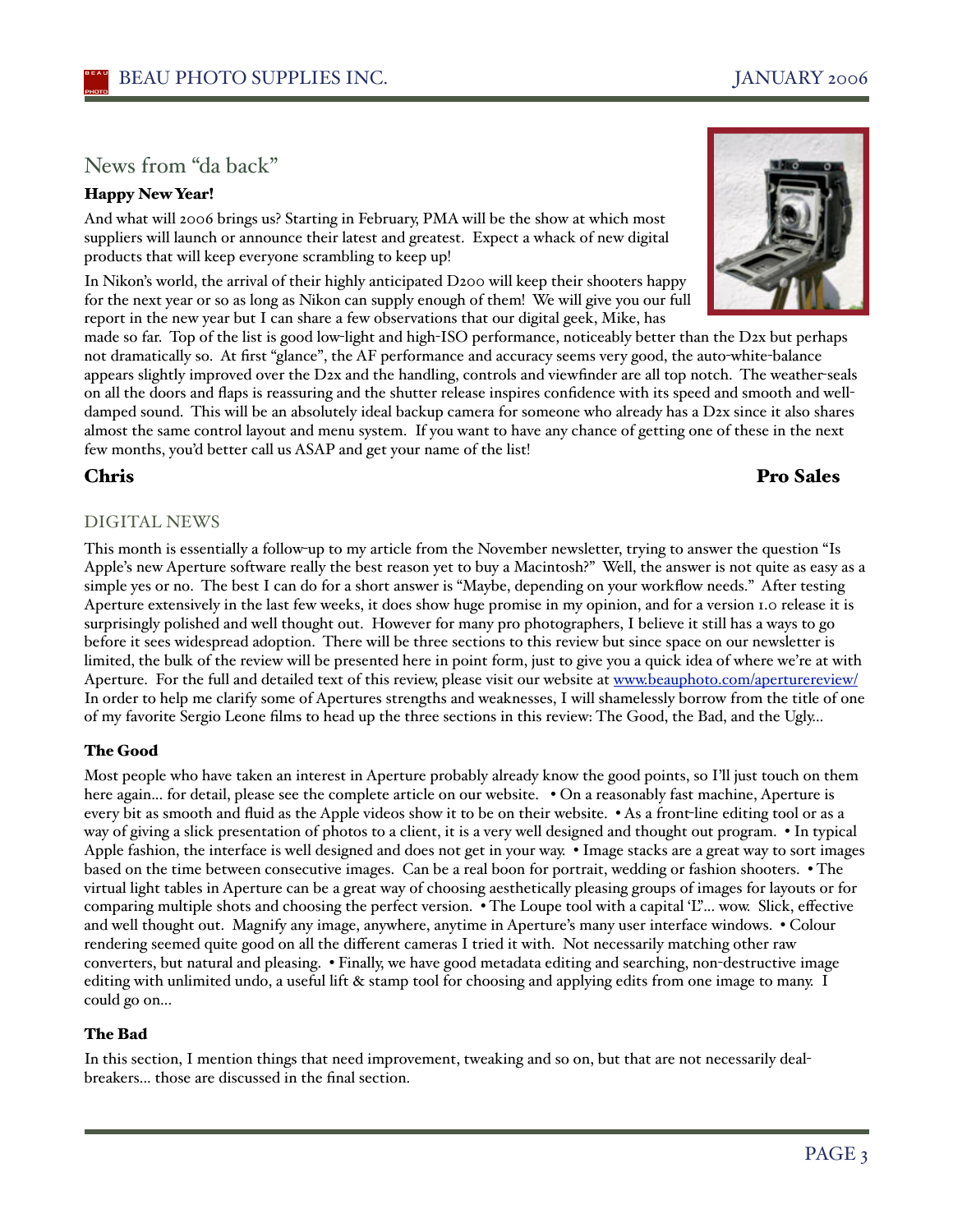## News from "da back"

**Happy New Year!**

And what will 2006 brings us? Starting in February, PMA will be the show at which most suppliers will launch or announce their latest and greatest. Expect a whack of new digital products that will keep everyone scrambling to keep up!

In Nikon's world, the arrival of their highly anticipated D200 will keep their shooters happy for the next year or so as long as Nikon can supply enough of them! We will give you our full report in the new year but I can share a few observations that our digital geek, Mike, has made so far. Top of the list is good low-light and high-ISO performance, noticeably better than the D2x but perhaps not dramatically so. At first "glance", the AF performance and accuracy seems very good, the auto-white-balance appears slightly improved over the D2x and the handling, controls and viewfinder are all top notch. The weather-seals on all the doors and flaps is reassuring and the shutter release inspires confidence with its speed and smooth and well-damped sound. This will be an absolutely ideal backup camera for someone who already has a D2x since it also shares almost the same control layout and menu system. If you want to have any chance of getting one of these in the next few months, you'd better call us ASAP and get your name of the list!

**Chris** **Pro Sales**

## DIGITAL NEWS

This month is essentially a follow-up to my article from the November newsletter, trying to answer the question "Is Apple's new Aperture software really the best reason yet to buy a Macintosh?" Well, the answer is not quite as easy as a simple yes or no. The best I can do for a short answer is "Maybe, depending on your workflow needs." After testing Aperture extensively in the last few weeks, it does show huge promise in my opinion, and for a version 1.0 release it is surprisingly polished and well thought out. However for many pro photographers, I believe it still has a ways to go before it sees widespread adoption. There will be three sections to this review but since space on our newsletter is limited, the bulk of the review will be presented here in point form, just to give you a quick idea of where we're at with Aperture. For the full and detailed text of this review, please visit our website at [www.beauphoto.com/aperturereview/](www.beauphoto.com/aperturereview/) In order to help me clarify some of Apertures strengths and weaknesses, I will shamelessly borrow from the title of one of my favorite Sergio Leone films to head up the three sections in this review: The Good, the Bad, and the Ugly...

### The Good

Most people who have taken an interest in Aperture probably already know the good points, so I'll just touch on them here again... for detail, please see the complete article on our website. • On a reasonably fast machine, Aperture is every bit as smooth and fluid as the Apple videos show it to be on their website. • As a front-line editing tool or as a way of giving a slick presentation of photos to a client, it is a very well designed and thought out program. • In typical Apple fashion, the interface is well designed and does not get in your way. • Image stacks are a great way to sort images based on the time between consecutive images. Can be a real boon for portrait, wedding or fashion shooters. • The virtual light tables in Aperture can be a great way of choosing aesthetically pleasing groups of images for layouts or for comparing multiple shots and choosing the perfect version. • The Loupe tool with a capital 'L'... wow. Slick, effective and well thought out. Magnify any image, anywhere, anytime in Aperture's many user interface windows. • Colour rendering seemed quite good on all the different cameras I tried it with. Not necessarily matching other raw converters, but natural and pleasing. • Finally, we have good metadata editing and searching, non-destructive image editing with unlimited undo, a useful lift & stamp tool for choosing and applying edits from one image to many. I could go on...

### The Bad

In this section, I mention things that need improvement, tweaking and so on, but that are not necessarily deal-breakers... those are discussed in the final section.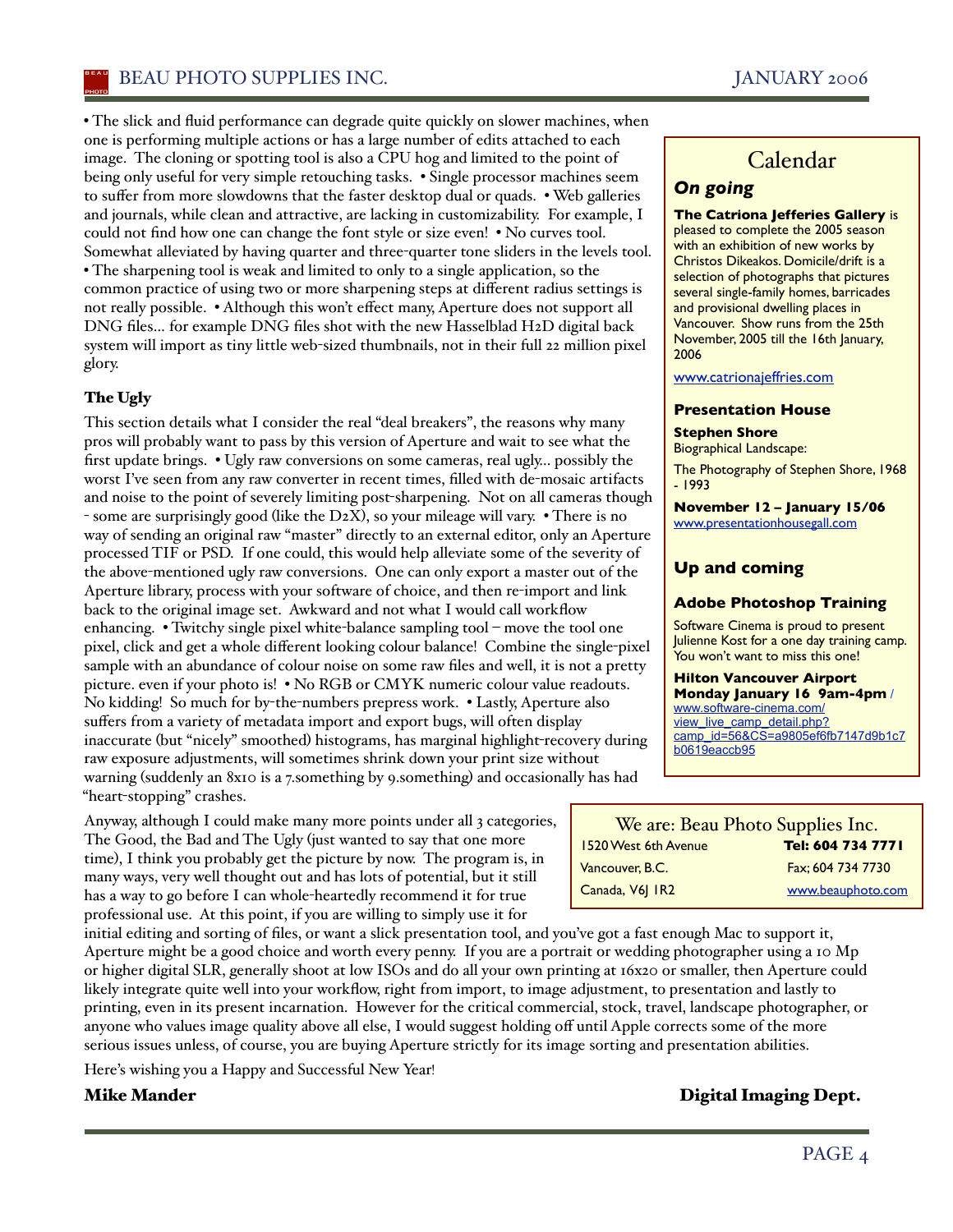• The slick and fluid performance can degrade quite quickly on slower machines, when one is performing multiple actions or has a large number of edits attached to each image. The cloning or spotting tool is also a CPU hog and limited to the point of being only useful for very simple retouching tasks. • Single processor machines seem to suffer from more slowdowns that the faster desktop dual or quads. • Web galleries and journals, while clean and attractive, are lacking in customizability. For example, I could not find how one can change the font style or size even! • No curves tool. Somewhat alleviated by having quarter and three-quarter tone sliders in the levels tool. • The sharpening tool is weak and limited to only to a single application, so the common practice of using two or more sharpening steps at different radius settings is not really possible. • Although this won't effect many, Aperture does not support all DNG files... for example DNG files shot with the new Hasselblad H2D digital back system will import as tiny little web-sized thumbnails, not in their full 22 million pixel glory.

### The Ugly

This section details what I consider the real "deal breakers", the reasons why many pros will probably want to pass by this version of Aperture and wait to see what the first update brings. • Ugly raw conversions on some cameras, real ugly... possibly the worst I've seen from any raw converter in recent times, filled with de-mosaic artifacts and noise to the point of severely limiting post-sharpening. Not on all cameras though - some are surprisingly good (like the D2X), so your mileage will vary. • There is no way of sending an original raw "master" directly to an external editor, only an Aperture processed TIF or PSD. If one could, this would help alleviate some of the severity of the above-mentioned ugly raw conversions. One can only export a master out of the Aperture library, process with your software of choice, and then re-import and link back to the original image set. Awkward and not what I would call workflow enhancing. • Twitchy single pixel white-balance sampling tool – move the tool one pixel, click and get a whole different looking colour balance! Combine the single-pixel sample with an abundance of colour noise on some raw files and well, it is not a pretty picture. even if your photo is! • No RGB or CMYK numeric colour value readouts. No kidding! So much for by-the-numbers prepress work. • Lastly, Aperture also suffers from a variety of metadata import and export bugs, will often display inaccurate (but "nicely" smoothed) histograms, has marginal highlight-recovery during raw exposure adjustments, will sometimes shrink down your print size without warning (suddenly an 8x10 is a 7.something by 9.something) and occasionally has had "heart-stopping" crashes.

Anyway, although I could make many more points under all 3 categories, The Good, the Bad and The Ugly (just wanted to say that one more time), I think you probably get the picture by now. The program is, in many ways, very well thought out and has lots of potential, but it still has a way to go before I can whole-heartedly recommend it for true professional use. At this point, if you are willing to simply use it for initial editing and sorting of files, or want a slick presentation tool, and you've got a fast enough Mac to support it, Aperture might be a good choice and worth every penny. If you are a portrait or wedding photographer using a 10 Mp or higher digital SLR, generally shoot at low ISOs and do all your own printing at 16x20 or smaller, then Aperture could likely integrate quite well into your workflow, right from import, to image adjustment, to presentation and lastly to printing, even in its present incarnation. However for the critical commercial, stock, travel, landscape photographer, or anyone who values image quality above all else, I would suggest holding off until Apple corrects some of the more serious issues unless, of course, you are buying Aperture strictly for its image sorting and presentation abilities.

Here's wishing you a Happy and Successful New Year!

**Mike Mander** **Digital Imaging Dept.**

## Calendar

### *On going*

**The Catriona Jefferies Gallery** is pleased to complete the 2005 season with an exhibition of new works by Christos Dikeakos. Domicile/drift is a selection of photographs that pictures several single-family homes, barricades and provisional dwelling places in Vancouver. Show runs from the 25th November, 2005 till the 16th January, 2006

www.catrionajeffries.com

**Presentation House**

**Stephen Shore**
Biographical Landscape:

The Photography of Stephen Shore, 1968 - 1993

**November 12 – January 15/06**
www.presentationhousegall.com

### Up and coming

**Adobe Photoshop Training**

Software Cinema is proud to present Julienne Kost for a one day training camp. You won't want to miss this one!

**Hilton Vancouver Airport**
**Monday January 16 9am-4pm** / www.software-cinema.com/view_live_camp_detail.php?camp_id=56&CS=a9805ef6fb7147d9b1c7b0619eaccb95

We are: Beau Photo Supplies Inc.

1520 West 6th Avenue — **Tel: 604 734 7771**
Vancouver, B.C. — Fax; 604 734 7730
Canada, V6J 1R2 — www.beauphoto.com